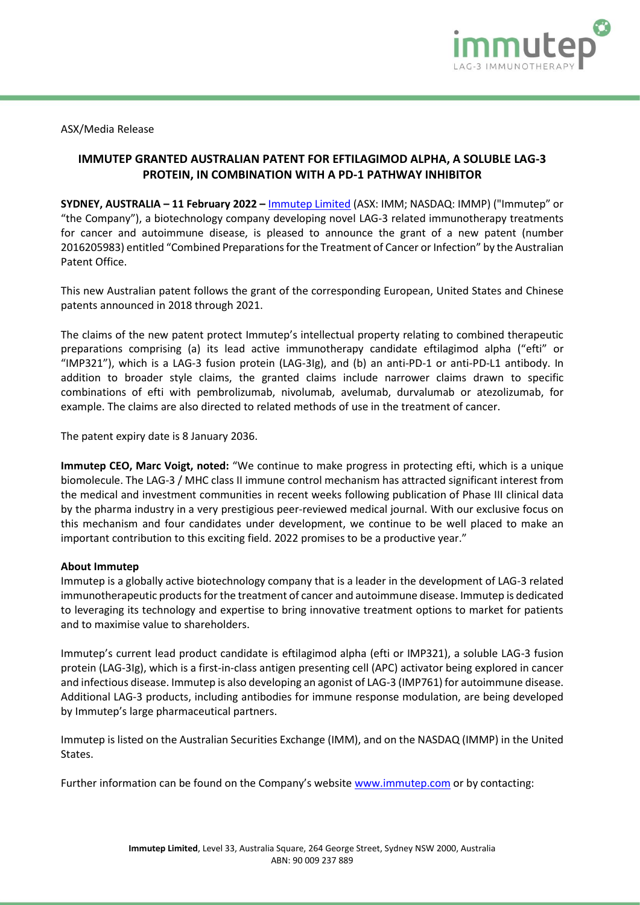ASX/Media Release

# IMMUTEP GRANTED AUSTRALIAN PATENT FOR EFTILAGIMOD ALPHA, A SOLUBLE LAG-3 PROTEIN, IN COMBINATION WITH A PD-1 PATHWAY INHIBITOR

**SYDNEY, AUSTRALIA – 11 February 2022 –** Immutep Limited (ASX: IMM; NASDAQ: IMMP) ("Immutep" or "the Company"), a biotechnology company developing novel LAG-3 related immunotherapy treatments for cancer and autoimmune disease, is pleased to announce the grant of a new patent (number 2016205983) entitled "Combined Preparations for the Treatment of Cancer or Infection" by the Australian Patent Office.

This new Australian patent follows the grant of the corresponding European, United States and Chinese patents announced in 2018 through 2021.

The claims of the new patent protect Immutep's intellectual property relating to combined therapeutic preparations comprising (a) its lead active immunotherapy candidate eftilagimod alpha ("efti" or "IMP321"), which is a LAG-3 fusion protein (LAG-3Ig), and (b) an anti-PD-1 or anti-PD-L1 antibody. In addition to broader style claims, the granted claims include narrower claims drawn to specific combinations of efti with pembrolizumab, nivolumab, avelumab, durvalumab or atezolizumab, for example. The claims are also directed to related methods of use in the treatment of cancer.

The patent expiry date is 8 January 2036.

**Immutep CEO, Marc Voigt, noted:** "We continue to make progress in protecting efti, which is a unique biomolecule. The LAG-3 / MHC class II immune control mechanism has attracted significant interest from the medical and investment communities in recent weeks following publication of Phase III clinical data by the pharma industry in a very prestigious peer-reviewed medical journal. With our exclusive focus on this mechanism and four candidates under development, we continue to be well placed to make an important contribution to this exciting field. 2022 promises to be a productive year."

**About Immutep**

Immutep is a globally active biotechnology company that is a leader in the development of LAG-3 related immunotherapeutic products for the treatment of cancer and autoimmune disease. Immutep is dedicated to leveraging its technology and expertise to bring innovative treatment options to market for patients and to maximise value to shareholders.

Immutep's current lead product candidate is eftilagimod alpha (efti or IMP321), a soluble LAG-3 fusion protein (LAG-3Ig), which is a first-in-class antigen presenting cell (APC) activator being explored in cancer and infectious disease. Immutep is also developing an agonist of LAG-3 (IMP761) for autoimmune disease. Additional LAG-3 products, including antibodies for immune response modulation, are being developed by Immutep's large pharmaceutical partners.

Immutep is listed on the Australian Securities Exchange (IMM), and on the NASDAQ (IMMP) in the United States.

Further information can be found on the Company's website www.immutep.com or by contacting:

**Immutep Limited**, Level 33, Australia Square, 264 George Street, Sydney NSW 2000, Australia
ABN: 90 009 237 889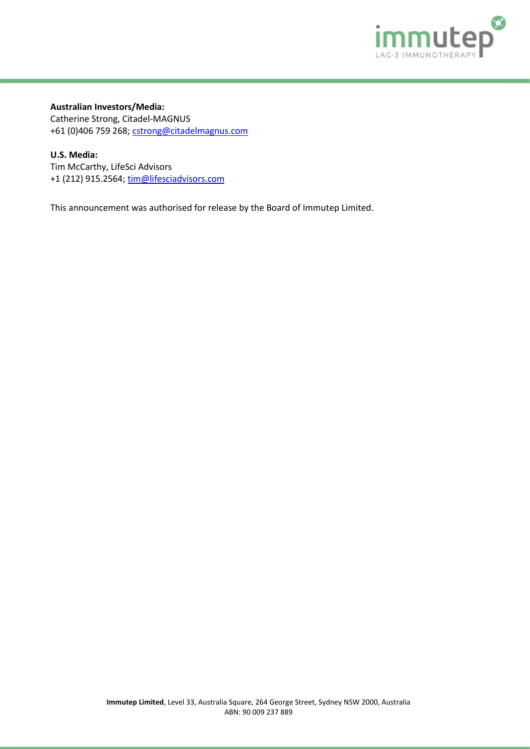**Australian Investors/Media:**
Catherine Strong, Citadel-MAGNUS
+61 (0)406 759 268; cstrong@citadelmagnus.com

**U.S. Media:**
Tim McCarthy, LifeSci Advisors
+1 (212) 915.2564; tim@lifesciadvisors.com

This announcement was authorised for release by the Board of Immutep Limited.

**Immutep Limited**, Level 33, Australia Square, 264 George Street, Sydney NSW 2000, Australia
ABN: 90 009 237 889